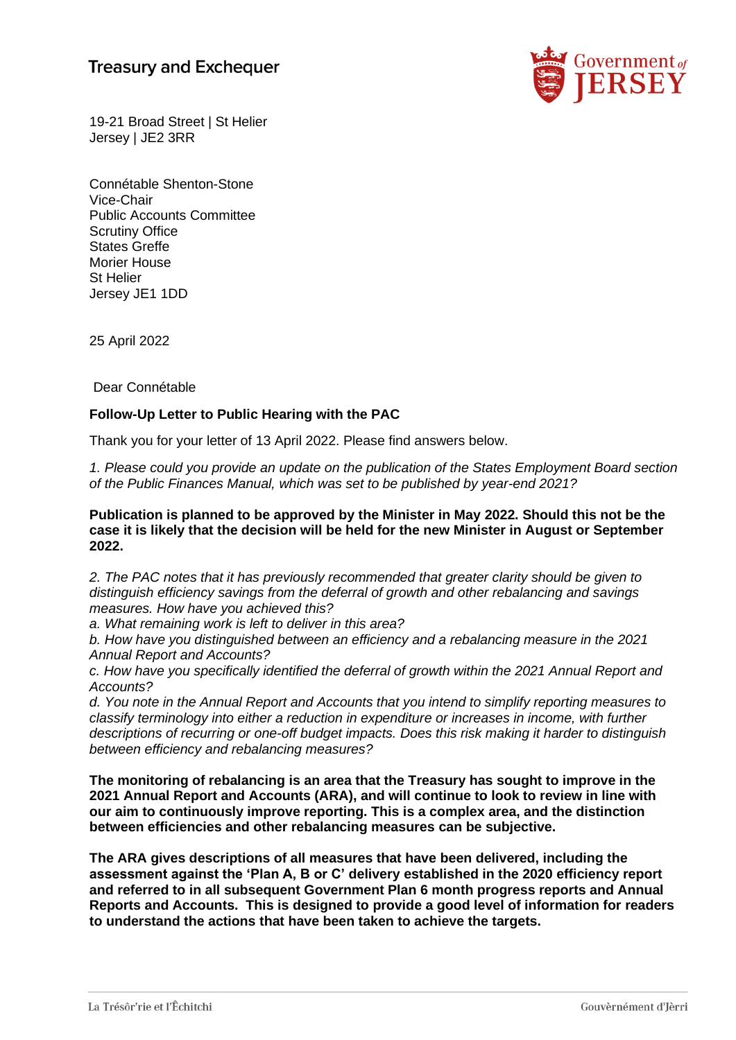Treasury and Exchequer

19-21 Broad Street | St Helier
Jersey | JE2 3RR

Connétable Shenton-Stone
Vice-Chair
Public Accounts Committee
Scrutiny Office
States Greffe
Morier House
St Helier
Jersey JE1 1DD

25 April 2022

Dear Connétable

**Follow-Up Letter to Public Hearing with the PAC**

Thank you for your letter of 13 April 2022. Please find answers below.

*1. Please could you provide an update on the publication of the States Employment Board section of the Public Finances Manual, which was set to be published by year-end 2021?*

**Publication is planned to be approved by the Minister in May 2022. Should this not be the case it is likely that the decision will be held for the new Minister in August or September 2022.**

*2. The PAC notes that it has previously recommended that greater clarity should be given to distinguish efficiency savings from the deferral of growth and other rebalancing and savings measures. How have you achieved this?*

*a. What remaining work is left to deliver in this area?*

*b. How have you distinguished between an efficiency and a rebalancing measure in the 2021 Annual Report and Accounts?*

*c. How have you specifically identified the deferral of growth within the 2021 Annual Report and Accounts?*

*d. You note in the Annual Report and Accounts that you intend to simplify reporting measures to classify terminology into either a reduction in expenditure or increases in income, with further descriptions of recurring or one-off budget impacts. Does this risk making it harder to distinguish between efficiency and rebalancing measures?*

**The monitoring of rebalancing is an area that the Treasury has sought to improve in the 2021 Annual Report and Accounts (ARA), and will continue to look to review in line with our aim to continuously improve reporting. This is a complex area, and the distinction between efficiencies and other rebalancing measures can be subjective.**

**The ARA gives descriptions of all measures that have been delivered, including the assessment against the 'Plan A, B or C' delivery established in the 2020 efficiency report and referred to in all subsequent Government Plan 6 month progress reports and Annual Reports and Accounts. This is designed to provide a good level of information for readers to understand the actions that have been taken to achieve the targets.**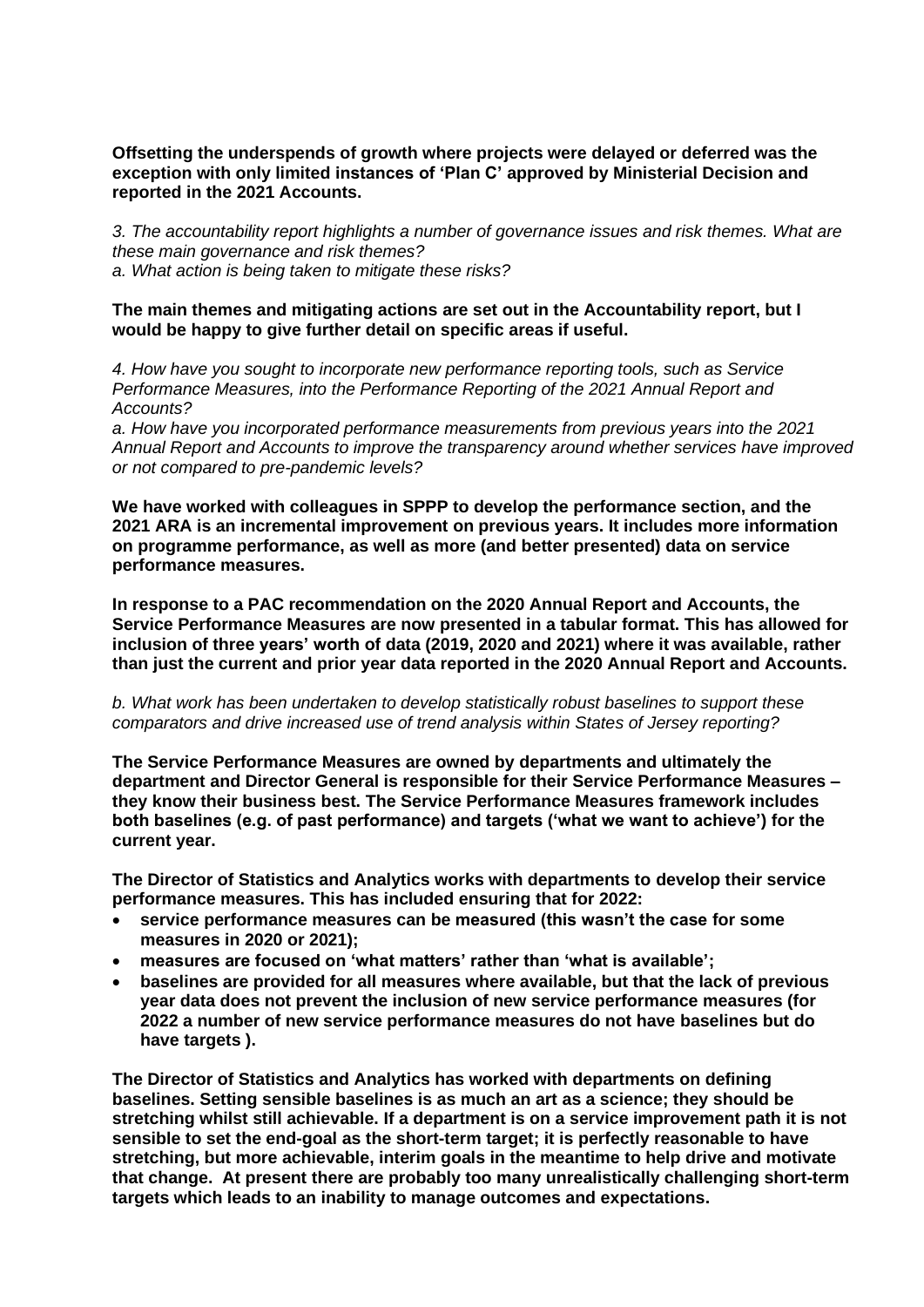**Offsetting the underspends of growth where projects were delayed or deferred was the exception with only limited instances of 'Plan C' approved by Ministerial Decision and reported in the 2021 Accounts.**

*3. The accountability report highlights a number of governance issues and risk themes. What are these main governance and risk themes?*
*a. What action is being taken to mitigate these risks?*

**The main themes and mitigating actions are set out in the Accountability report, but I would be happy to give further detail on specific areas if useful.**

*4. How have you sought to incorporate new performance reporting tools, such as Service Performance Measures, into the Performance Reporting of the 2021 Annual Report and Accounts?*
*a. How have you incorporated performance measurements from previous years into the 2021 Annual Report and Accounts to improve the transparency around whether services have improved or not compared to pre-pandemic levels?*

**We have worked with colleagues in SPPP to develop the performance section, and the 2021 ARA is an incremental improvement on previous years. It includes more information on programme performance, as well as more (and better presented) data on service performance measures.**

**In response to a PAC recommendation on the 2020 Annual Report and Accounts, the Service Performance Measures are now presented in a tabular format. This has allowed for inclusion of three years' worth of data (2019, 2020 and 2021) where it was available, rather than just the current and prior year data reported in the 2020 Annual Report and Accounts.**

*b. What work has been undertaken to develop statistically robust baselines to support these comparators and drive increased use of trend analysis within States of Jersey reporting?*

**The Service Performance Measures are owned by departments and ultimately the department and Director General is responsible for their Service Performance Measures – they know their business best. The Service Performance Measures framework includes both baselines (e.g. of past performance) and targets ('what we want to achieve') for the current year.**

**The Director of Statistics and Analytics works with departments to develop their service performance measures. This has included ensuring that for 2022:**

- **service performance measures can be measured (this wasn't the case for some measures in 2020 or 2021);**
- **measures are focused on 'what matters' rather than 'what is available';**
- **baselines are provided for all measures where available, but that the lack of previous year data does not prevent the inclusion of new service performance measures (for 2022 a number of new service performance measures do not have baselines but do have targets ).**

**The Director of Statistics and Analytics has worked with departments on defining baselines. Setting sensible baselines is as much an art as a science; they should be stretching whilst still achievable. If a department is on a service improvement path it is not sensible to set the end-goal as the short-term target; it is perfectly reasonable to have stretching, but more achievable, interim goals in the meantime to help drive and motivate that change. At present there are probably too many unrealistically challenging short-term targets which leads to an inability to manage outcomes and expectations.**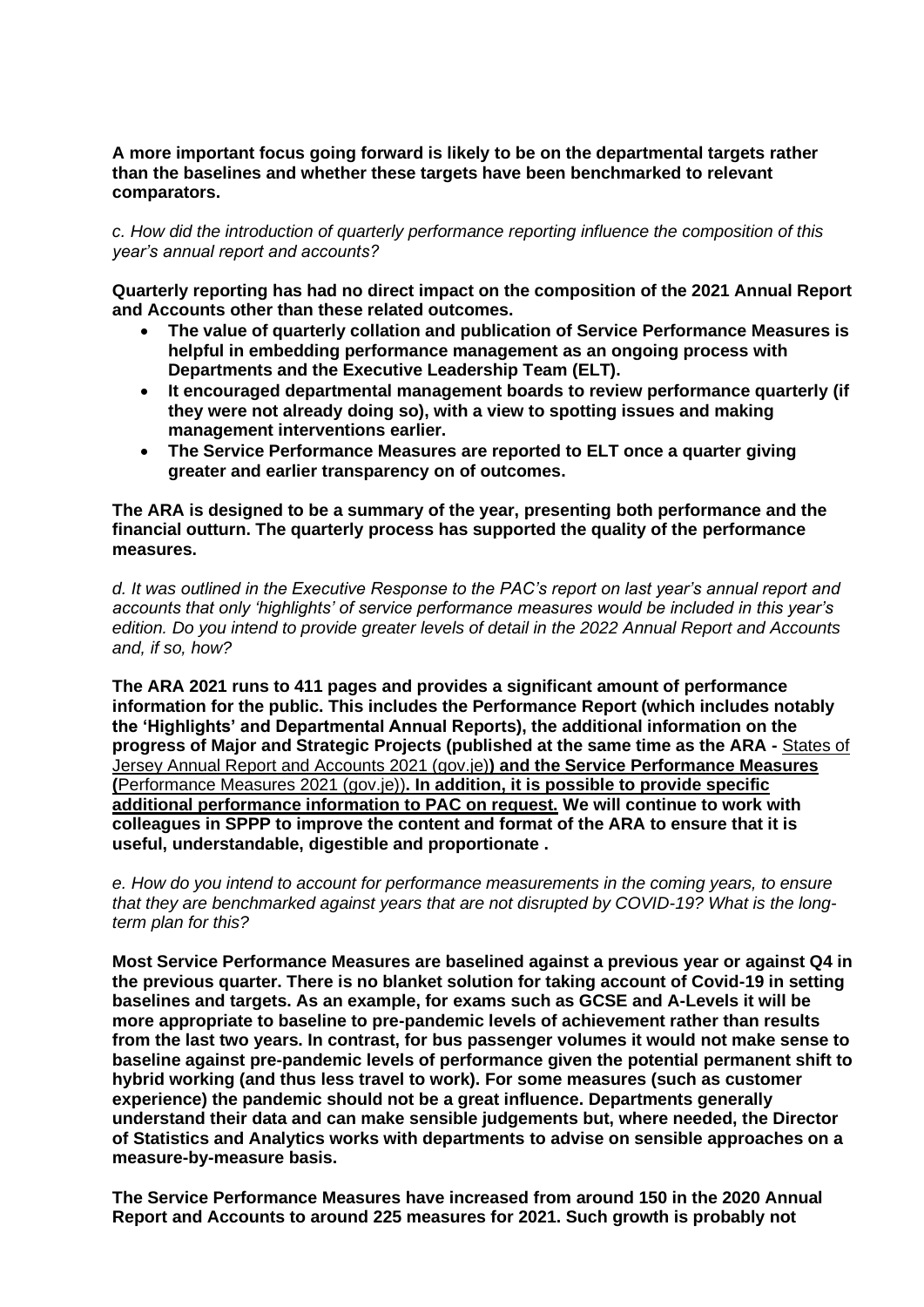**A more important focus going forward is likely to be on the departmental targets rather than the baselines and whether these targets have been benchmarked to relevant comparators.**

*c. How did the introduction of quarterly performance reporting influence the composition of this year's annual report and accounts?*

**Quarterly reporting has had no direct impact on the composition of the 2021 Annual Report and Accounts other than these related outcomes.**

- **The value of quarterly collation and publication of Service Performance Measures is helpful in embedding performance management as an ongoing process with Departments and the Executive Leadership Team (ELT).**
- **It encouraged departmental management boards to review performance quarterly (if they were not already doing so), with a view to spotting issues and making management interventions earlier.**
- **The Service Performance Measures are reported to ELT once a quarter giving greater and earlier transparency on of outcomes.**

**The ARA is designed to be a summary of the year, presenting both performance and the financial outturn. The quarterly process has supported the quality of the performance measures.**

*d. It was outlined in the Executive Response to the PAC's report on last year's annual report and accounts that only 'highlights' of service performance measures would be included in this year's edition. Do you intend to provide greater levels of detail in the 2022 Annual Report and Accounts and, if so, how?*

**The ARA 2021 runs to 411 pages and provides a significant amount of performance information for the public. This includes the Performance Report (which includes notably the 'Highlights' and Departmental Annual Reports), the additional information on the progress of Major and Strategic Projects (published at the same time as the ARA -** States of Jersey Annual Report and Accounts 2021 (gov.je)**) and the Service Performance Measures (**Performance Measures 2021 (gov.je)**). In addition, it is possible to provide specific additional performance information to PAC on request. We will continue to work with colleagues in SPPP to improve the content and format of the ARA to ensure that it is useful, understandable, digestible and proportionate .**

*e. How do you intend to account for performance measurements in the coming years, to ensure that they are benchmarked against years that are not disrupted by COVID-19? What is the long-term plan for this?*

**Most Service Performance Measures are baselined against a previous year or against Q4 in the previous quarter. There is no blanket solution for taking account of Covid-19 in setting baselines and targets. As an example, for exams such as GCSE and A-Levels it will be more appropriate to baseline to pre-pandemic levels of achievement rather than results from the last two years. In contrast, for bus passenger volumes it would not make sense to baseline against pre-pandemic levels of performance given the potential permanent shift to hybrid working (and thus less travel to work). For some measures (such as customer experience) the pandemic should not be a great influence. Departments generally understand their data and can make sensible judgements but, where needed, the Director of Statistics and Analytics works with departments to advise on sensible approaches on a measure-by-measure basis.**

**The Service Performance Measures have increased from around 150 in the 2020 Annual Report and Accounts to around 225 measures for 2021. Such growth is probably not**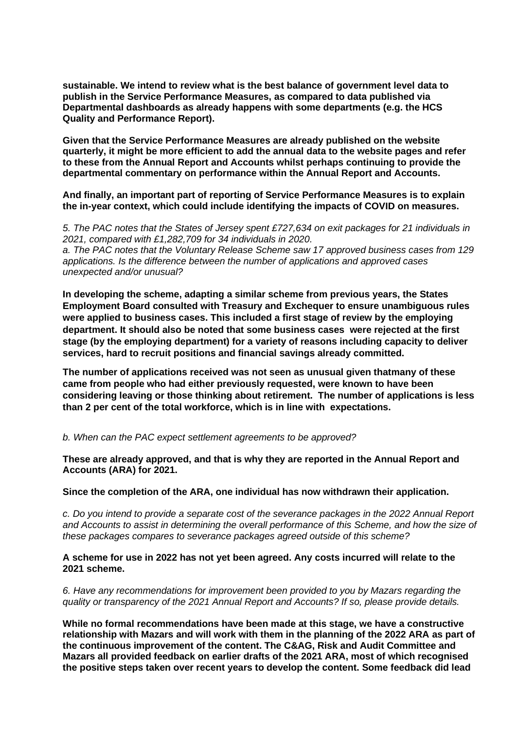**sustainable. We intend to review what is the best balance of government level data to publish in the Service Performance Measures, as compared to data published via Departmental dashboards as already happens with some departments (e.g. the HCS Quality and Performance Report).**

**Given that the Service Performance Measures are already published on the website quarterly, it might be more efficient to add the annual data to the website pages and refer to these from the Annual Report and Accounts whilst perhaps continuing to provide the departmental commentary on performance within the Annual Report and Accounts.**

**And finally, an important part of reporting of Service Performance Measures is to explain the in-year context, which could include identifying the impacts of COVID on measures.**

*5. The PAC notes that the States of Jersey spent £727,634 on exit packages for 21 individuals in 2021, compared with £1,282,709 for 34 individuals in 2020.*

*a. The PAC notes that the Voluntary Release Scheme saw 17 approved business cases from 129 applications. Is the difference between the number of applications and approved cases unexpected and/or unusual?*

**In developing the scheme, adapting a similar scheme from previous years, the States Employment Board consulted with Treasury and Exchequer to ensure unambiguous rules were applied to business cases. This included a first stage of review by the employing department. It should also be noted that some business cases were rejected at the first stage (by the employing department) for a variety of reasons including capacity to deliver services, hard to recruit positions and financial savings already committed.**

**The number of applications received was not seen as unusual given thatmany of these came from people who had either previously requested, were known to have been considering leaving or those thinking about retirement. The number of applications is less than 2 per cent of the total workforce, which is in line with expectations.**

*b. When can the PAC expect settlement agreements to be approved?*

**These are already approved, and that is why they are reported in the Annual Report and Accounts (ARA) for 2021.**

**Since the completion of the ARA, one individual has now withdrawn their application.**

*c. Do you intend to provide a separate cost of the severance packages in the 2022 Annual Report and Accounts to assist in determining the overall performance of this Scheme, and how the size of these packages compares to severance packages agreed outside of this scheme?*

**A scheme for use in 2022 has not yet been agreed. Any costs incurred will relate to the 2021 scheme.**

*6. Have any recommendations for improvement been provided to you by Mazars regarding the quality or transparency of the 2021 Annual Report and Accounts? If so, please provide details.*

**While no formal recommendations have been made at this stage, we have a constructive relationship with Mazars and will work with them in the planning of the 2022 ARA as part of the continuous improvement of the content. The C&AG, Risk and Audit Committee and Mazars all provided feedback on earlier drafts of the 2021 ARA, most of which recognised the positive steps taken over recent years to develop the content. Some feedback did lead**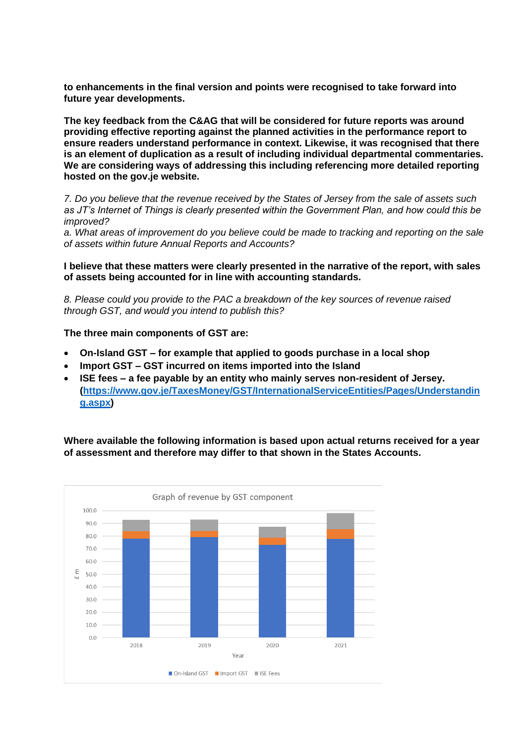**to enhancements in the final version and points were recognised to take forward into future year developments.**

**The key feedback from the C&AG that will be considered for future reports was around providing effective reporting against the planned activities in the performance report to ensure readers understand performance in context. Likewise, it was recognised that there is an element of duplication as a result of including individual departmental commentaries. We are considering ways of addressing this including referencing more detailed reporting hosted on the gov.je website.**

*7. Do you believe that the revenue received by the States of Jersey from the sale of assets such as JT's Internet of Things is clearly presented within the Government Plan, and how could this be improved?*

*a. What areas of improvement do you believe could be made to tracking and reporting on the sale of assets within future Annual Reports and Accounts?*

**I believe that these matters were clearly presented in the narrative of the report, with sales of assets being accounted for in line with accounting standards.**

*8. Please could you provide to the PAC a breakdown of the key sources of revenue raised through GST, and would you intend to publish this?*

**The three main components of GST are:**

- **On-Island GST – for example that applied to goods purchase in a local shop**
- **Import GST – GST incurred on items imported into the Island**
- **ISE fees – a fee payable by an entity who mainly serves non-resident of Jersey. ([https://www.gov.je/TaxesMoney/GST/InternationalServiceEntities/Pages/Understanding.aspx](https://www.gov.je/TaxesMoney/GST/InternationalServiceEntities/Pages/Understanding.aspx))**

**Where available the following information is based upon actual returns received for a year of assessment and therefore may differ to that shown in the States Accounts.**

Graph of revenue by GST component

£ m

Year

2018, 2019, 2020, 2021

On-Island GST, Import GST, ISE Fees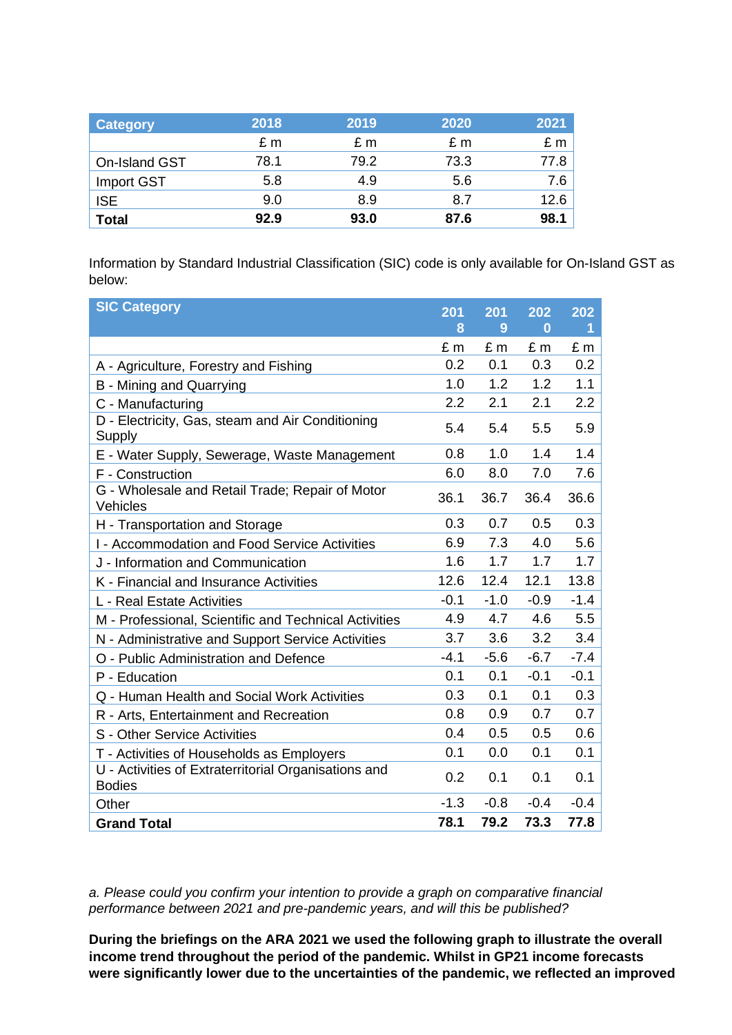| Category | 2018 | 2019 | 2020 | 2021 |
|---|---|---|---|---|
| | £ m | £ m | £ m | £ m |
| On-Island GST | 78.1 | 79.2 | 73.3 | 77.8 |
| Import GST | 5.8 | 4.9 | 5.6 | 7.6 |
| ISE | 9.0 | 8.9 | 8.7 | 12.6 |
| **Total** | **92.9** | **93.0** | **87.6** | **98.1** |

Information by Standard Industrial Classification (SIC) code is only available for On-Island GST as below:

| SIC Category | 2018 | 2019 | 2020 | 2021 |
|---|---|---|---|---|
| | £ m | £ m | £ m | £ m |
| A - Agriculture, Forestry and Fishing | 0.2 | 0.1 | 0.3 | 0.2 |
| B - Mining and Quarrying | 1.0 | 1.2 | 1.2 | 1.1 |
| C - Manufacturing | 2.2 | 2.1 | 2.1 | 2.2 |
| D - Electricity, Gas, steam and Air Conditioning Supply | 5.4 | 5.4 | 5.5 | 5.9 |
| E - Water Supply, Sewerage, Waste Management | 0.8 | 1.0 | 1.4 | 1.4 |
| F - Construction | 6.0 | 8.0 | 7.0 | 7.6 |
| G - Wholesale and Retail Trade; Repair of Motor Vehicles | 36.1 | 36.7 | 36.4 | 36.6 |
| H - Transportation and Storage | 0.3 | 0.7 | 0.5 | 0.3 |
| I - Accommodation and Food Service Activities | 6.9 | 7.3 | 4.0 | 5.6 |
| J - Information and Communication | 1.6 | 1.7 | 1.7 | 1.7 |
| K - Financial and Insurance Activities | 12.6 | 12.4 | 12.1 | 13.8 |
| L - Real Estate Activities | -0.1 | -1.0 | -0.9 | -1.4 |
| M - Professional, Scientific and Technical Activities | 4.9 | 4.7 | 4.6 | 5.5 |
| N - Administrative and Support Service Activities | 3.7 | 3.6 | 3.2 | 3.4 |
| O - Public Administration and Defence | -4.1 | -5.6 | -6.7 | -7.4 |
| P - Education | 0.1 | 0.1 | -0.1 | -0.1 |
| Q - Human Health and Social Work Activities | 0.3 | 0.1 | 0.1 | 0.3 |
| R - Arts, Entertainment and Recreation | 0.8 | 0.9 | 0.7 | 0.7 |
| S - Other Service Activities | 0.4 | 0.5 | 0.5 | 0.6 |
| T - Activities of Households as Employers | 0.1 | 0.0 | 0.1 | 0.1 |
| U - Activities of Extraterritorial Organisations and Bodies | 0.2 | 0.1 | 0.1 | 0.1 |
| Other | -1.3 | -0.8 | -0.4 | -0.4 |
| **Grand Total** | **78.1** | **79.2** | **73.3** | **77.8** |

*a. Please could you confirm your intention to provide a graph on comparative financial performance between 2021 and pre-pandemic years, and will this be published?*

**During the briefings on the ARA 2021 we used the following graph to illustrate the overall income trend throughout the period of the pandemic. Whilst in GP21 income forecasts were significantly lower due to the uncertainties of the pandemic, we reflected an improved**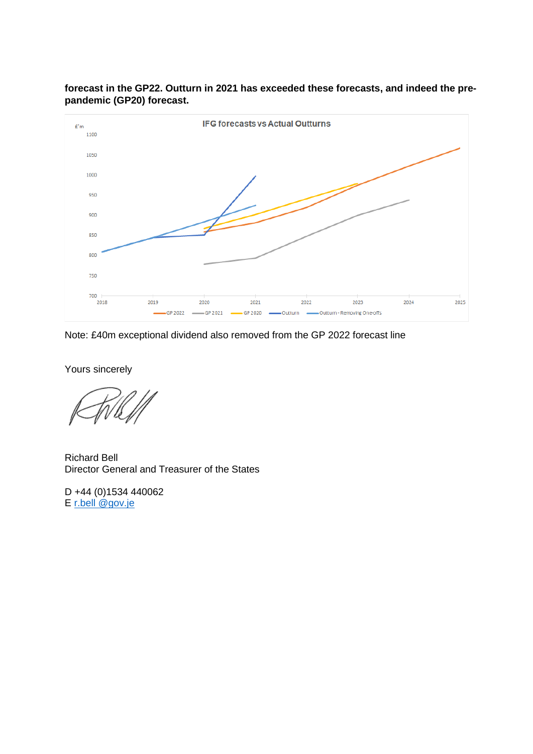**forecast in the GP22. Outturn in 2021 has exceeded these forecasts, and indeed the pre-pandemic (GP20) forecast.**

IFG forecasts vs Actual Outturns

£'m

1100
1050
1000
950
900
850
800
750
700

2018 2019 2020 2021 2022 2023 2024 2025

GP 2022 GP 2021 GP 2020 Outturn Outturn - Removing One-offs

Note: £40m exceptional dividend also removed from the GP 2022 forecast line

Yours sincerely

Richard Bell
Director General and Treasurer of the States

D +44 (0)1534 440062
E r.bell @gov.je